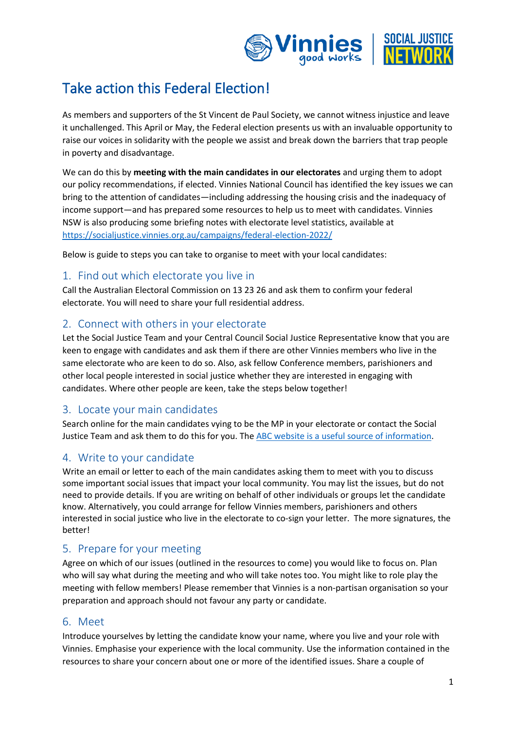# Take action this Federal Election!

As members and supporters of the St Vincent de Paul Society, we cannot witness injustice and leave it unchallenged. This April or May, the Federal election presents us with an invaluable opportunity to raise our voices in solidarity with the people we assist and break down the barriers that trap people in poverty and disadvantage.

We can do this by **meeting with the main candidates in our electorates** and urging them to adopt our policy recommendations, if elected. Vinnies National Council has identified the key issues we can bring to the attention of candidates—including addressing the housing crisis and the inadequacy of income support—and has prepared some resources to help us to meet with candidates. Vinnies NSW is also producing some briefing notes with electorate level statistics, available at [https://socialjustice.vinnies.org.au/campaigns/federal-election-2022/](https://socialjustice.vinnies.org.au/campaigns/federal-election-2022/)

Below is guide to steps you can take to organise to meet with your local candidates:

## 1. Find out which electorate you live in

Call the Australian Electoral Commission on 13 23 26 and ask them to confirm your federal electorate. You will need to share your full residential address.

## 2. Connect with others in your electorate

Let the Social Justice Team and your Central Council Social Justice Representative know that you are keen to engage with candidates and ask them if there are other Vinnies members who live in the same electorate who are keen to do so. Also, ask fellow Conference members, parishioners and other local people interested in social justice whether they are interested in engaging with candidates. Where other people are keen, take the steps below together!

## 3. Locate your main candidates

Search online for the main candidates vying to be the MP in your electorate or contact the Social Justice Team and ask them to do this for you. The ABC website is a useful source of information.

## 4. Write to your candidate

Write an email or letter to each of the main candidates asking them to meet with you to discuss some important social issues that impact your local community. You may list the issues, but do not need to provide details. If you are writing on behalf of other individuals or groups let the candidate know. Alternatively, you could arrange for fellow Vinnies members, parishioners and others interested in social justice who live in the electorate to co-sign your letter. The more signatures, the better!

## 5. Prepare for your meeting

Agree on which of our issues (outlined in the resources to come) you would like to focus on. Plan who will say what during the meeting and who will take notes too. You might like to role play the meeting with fellow members! Please remember that Vinnies is a non-partisan organisation so your preparation and approach should not favour any party or candidate.

## 6. Meet

Introduce yourselves by letting the candidate know your name, where you live and your role with Vinnies. Emphasise your experience with the local community. Use the information contained in the resources to share your concern about one or more of the identified issues. Share a couple of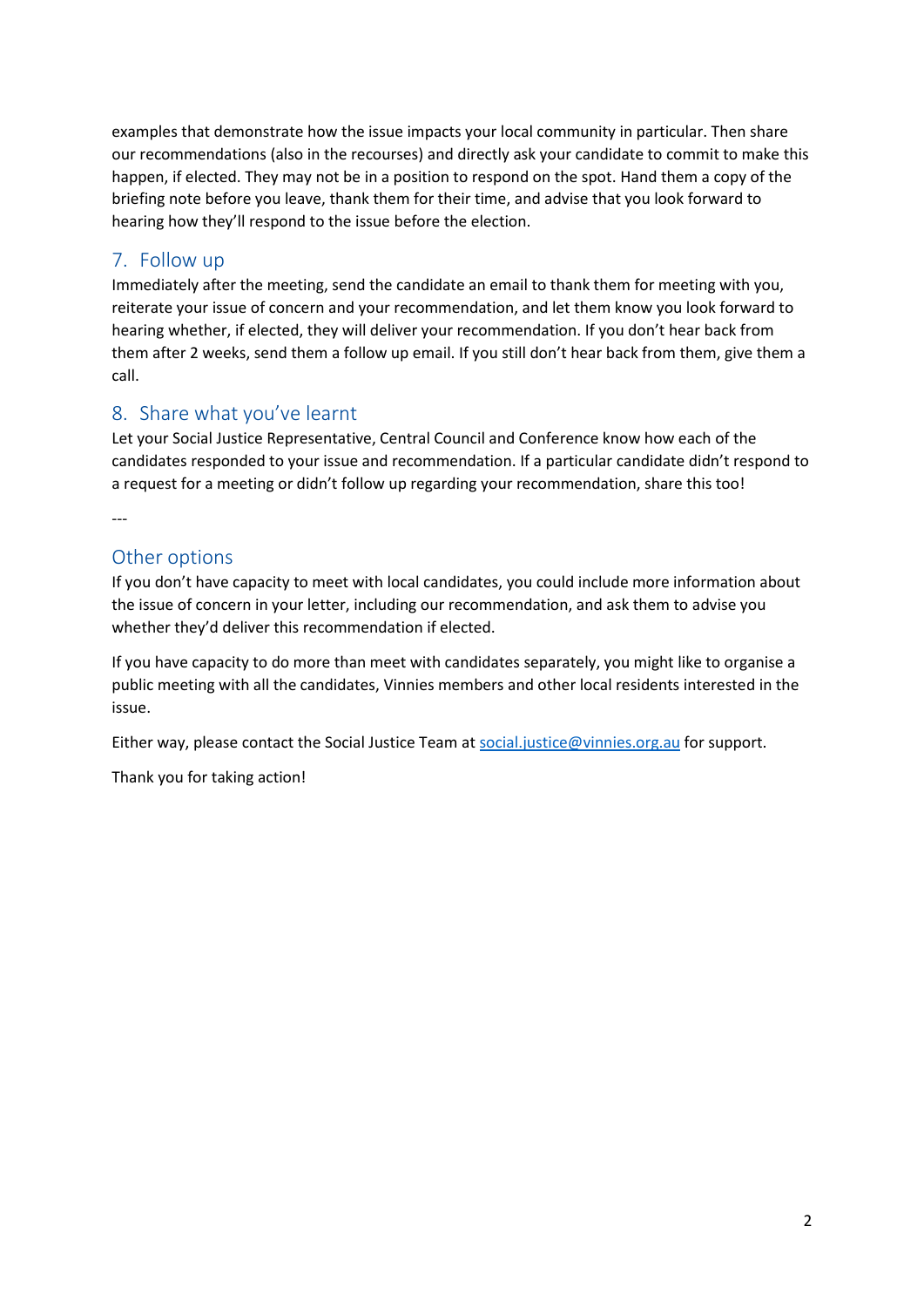examples that demonstrate how the issue impacts your local community in particular. Then share our recommendations (also in the recourses) and directly ask your candidate to commit to make this happen, if elected. They may not be in a position to respond on the spot. Hand them a copy of the briefing note before you leave, thank them for their time, and advise that you look forward to hearing how they'll respond to the issue before the election.

## 7. Follow up

Immediately after the meeting, send the candidate an email to thank them for meeting with you, reiterate your issue of concern and your recommendation, and let them know you look forward to hearing whether, if elected, they will deliver your recommendation. If you don't hear back from them after 2 weeks, send them a follow up email. If you still don't hear back from them, give them a call.

## 8. Share what you've learnt

Let your Social Justice Representative, Central Council and Conference know how each of the candidates responded to your issue and recommendation. If a particular candidate didn't respond to a request for a meeting or didn't follow up regarding your recommendation, share this too!

---

## Other options

If you don't have capacity to meet with local candidates, you could include more information about the issue of concern in your letter, including our recommendation, and ask them to advise you whether they'd deliver this recommendation if elected.

If you have capacity to do more than meet with candidates separately, you might like to organise a public meeting with all the candidates, Vinnies members and other local residents interested in the issue.

Either way, please contact the Social Justice Team at social.justice@vinnies.org.au for support.

Thank you for taking action!